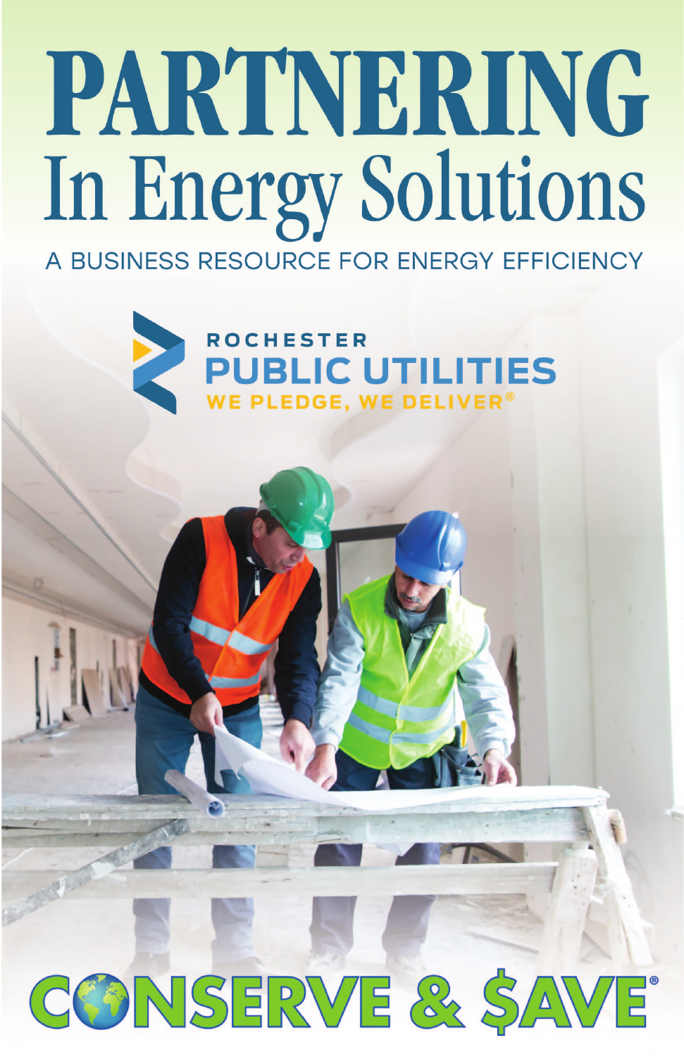# PARTNERING
## In Energy Solutions

A BUSINESS RESOURCE FOR ENERGY EFFICIENCY

ROCHESTER PUBLIC UTILITIES

WE PLEDGE, WE DELIVER®

CONSERVE & $AVE®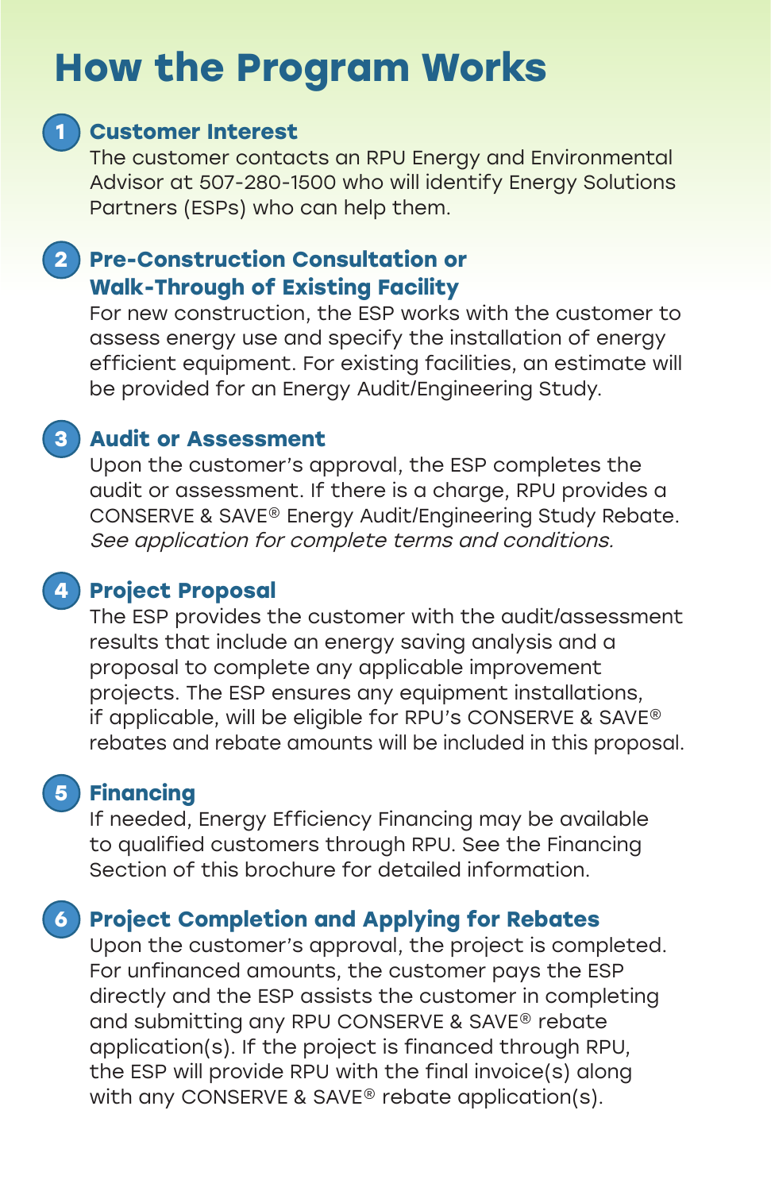# How the Program Works

## 1 Customer Interest

The customer contacts an RPU Energy and Environmental Advisor at 507-280-1500 who will identify Energy Solutions Partners (ESPs) who can help them.

## 2 Pre-Construction Consultation or Walk-Through of Existing Facility

For new construction, the ESP works with the customer to assess energy use and specify the installation of energy efficient equipment. For existing facilities, an estimate will be provided for an Energy Audit/Engineering Study.

## 3 Audit or Assessment

Upon the customer's approval, the ESP completes the audit or assessment. If there is a charge, RPU provides a CONSERVE & SAVE® Energy Audit/Engineering Study Rebate. *See application for complete terms and conditions.*

## 4 Project Proposal

The ESP provides the customer with the audit/assessment results that include an energy saving analysis and a proposal to complete any applicable improvement projects. The ESP ensures any equipment installations, if applicable, will be eligible for RPU's CONSERVE & SAVE® rebates and rebate amounts will be included in this proposal.

## 5 Financing

If needed, Energy Efficiency Financing may be available to qualified customers through RPU. See the Financing Section of this brochure for detailed information.

## 6 Project Completion and Applying for Rebates

Upon the customer's approval, the project is completed. For unfinanced amounts, the customer pays the ESP directly and the ESP assists the customer in completing and submitting any RPU CONSERVE & SAVE® rebate application(s). If the project is financed through RPU, the ESP will provide RPU with the final invoice(s) along with any CONSERVE & SAVE® rebate application(s).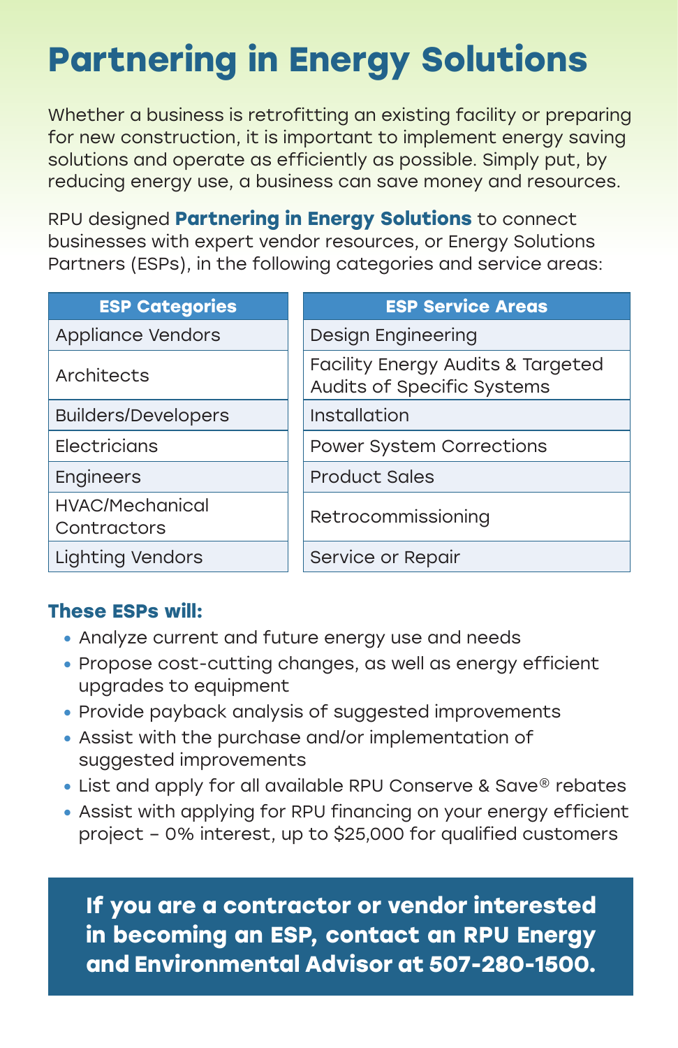# Partnering in Energy Solutions

Whether a business is retrofitting an existing facility or preparing for new construction, it is important to implement energy saving solutions and operate as efficiently as possible. Simply put, by reducing energy use, a business can save money and resources.

RPU designed **Partnering in Energy Solutions** to connect businesses with expert vendor resources, or Energy Solutions Partners (ESPs), in the following categories and service areas:

| ESP Categories |
|---|
| Appliance Vendors |
| Architects |
| Builders/Developers |
| Electricians |
| Engineers |
| HVAC/Mechanical Contractors |
| Lighting Vendors |

| ESP Service Areas |
|---|
| Design Engineering |
| Facility Energy Audits & Targeted Audits of Specific Systems |
| Installation |
| Power System Corrections |
| Product Sales |
| Retrocommissioning |
| Service or Repair |

### These ESPs will:

- Analyze current and future energy use and needs
- Propose cost-cutting changes, as well as energy efficient upgrades to equipment
- Provide payback analysis of suggested improvements
- Assist with the purchase and/or implementation of suggested improvements
- List and apply for all available RPU Conserve & Save® rebates
- Assist with applying for RPU financing on your energy efficient project – 0% interest, up to $25,000 for qualified customers

**If you are a contractor or vendor interested in becoming an ESP, contact an RPU Energy and Environmental Advisor at 507-280-1500.**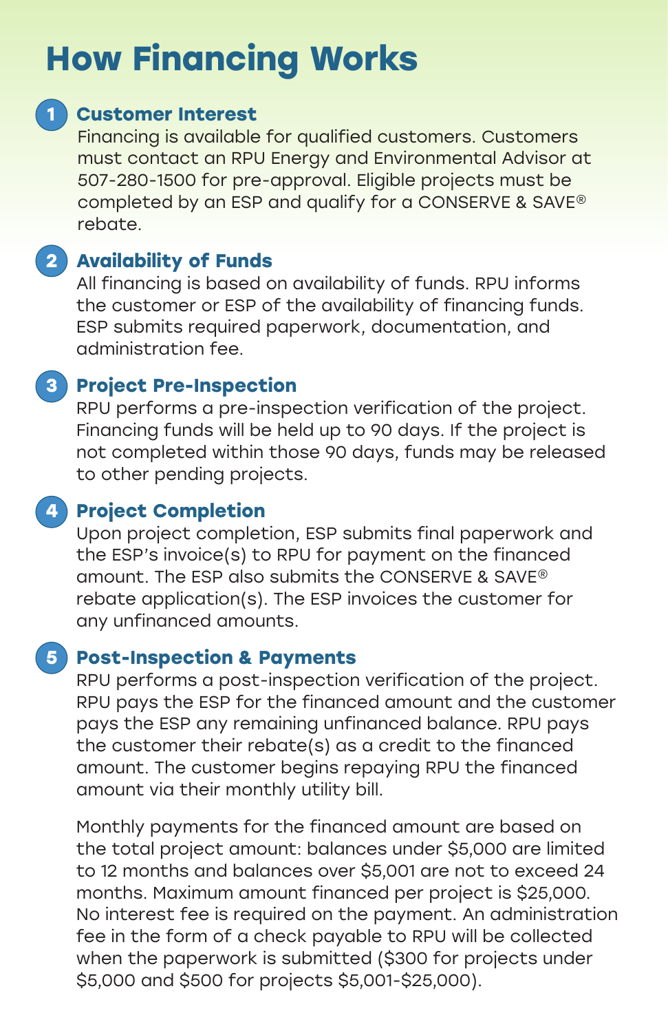# How Financing Works

## 1 Customer Interest

Financing is available for qualified customers. Customers must contact an RPU Energy and Environmental Advisor at 507-280-1500 for pre-approval. Eligible projects must be completed by an ESP and qualify for a CONSERVE & SAVE® rebate.

## 2 Availability of Funds

All financing is based on availability of funds. RPU informs the customer or ESP of the availability of financing funds. ESP submits required paperwork, documentation, and administration fee.

## 3 Project Pre-Inspection

RPU performs a pre-inspection verification of the project. Financing funds will be held up to 90 days. If the project is not completed within those 90 days, funds may be released to other pending projects.

## 4 Project Completion

Upon project completion, ESP submits final paperwork and the ESP's invoice(s) to RPU for payment on the financed amount. The ESP also submits the CONSERVE & SAVE® rebate application(s). The ESP invoices the customer for any unfinanced amounts.

## 5 Post-Inspection & Payments

RPU performs a post-inspection verification of the project. RPU pays the ESP for the financed amount and the customer pays the ESP any remaining unfinanced balance. RPU pays the customer their rebate(s) as a credit to the financed amount. The customer begins repaying RPU the financed amount via their monthly utility bill.

Monthly payments for the financed amount are based on the total project amount: balances under $5,000 are limited to 12 months and balances over $5,001 are not to exceed 24 months. Maximum amount financed per project is $25,000. No interest fee is required on the payment. An administration fee in the form of a check payable to RPU will be collected when the paperwork is submitted ($300 for projects under $5,000 and $500 for projects $5,001-$25,000).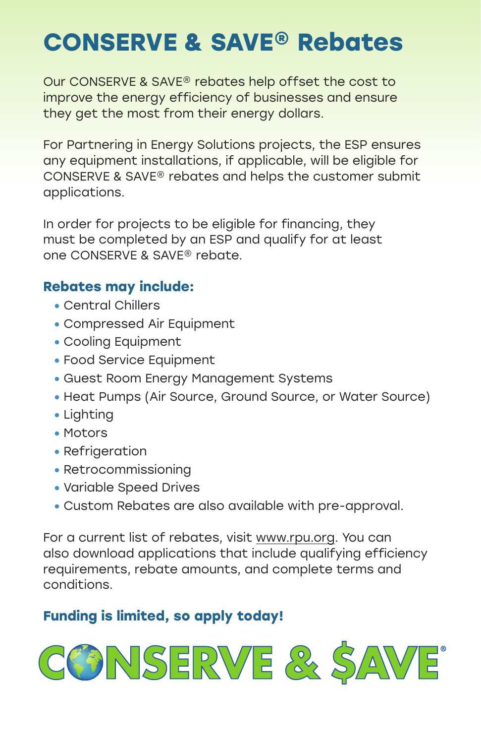# CONSERVE & SAVE® Rebates

Our CONSERVE & SAVE® rebates help offset the cost to improve the energy efficiency of businesses and ensure they get the most from their energy dollars.

For Partnering in Energy Solutions projects, the ESP ensures any equipment installations, if applicable, will be eligible for CONSERVE & SAVE® rebates and helps the customer submit applications.

In order for projects to be eligible for financing, they must be completed by an ESP and qualify for at least one CONSERVE & SAVE® rebate.

### Rebates may include:

- Central Chillers
- Compressed Air Equipment
- Cooling Equipment
- Food Service Equipment
- Guest Room Energy Management Systems
- Heat Pumps (Air Source, Ground Source, or Water Source)
- Lighting
- Motors
- Refrigeration
- Retrocommissioning
- Variable Speed Drives
- Custom Rebates are also available with pre-approval.

For a current list of rebates, visit www.rpu.org. You can also download applications that include qualifying efficiency requirements, rebate amounts, and complete terms and conditions.

### Funding is limited, so apply today!

CONSERVE & $AVE®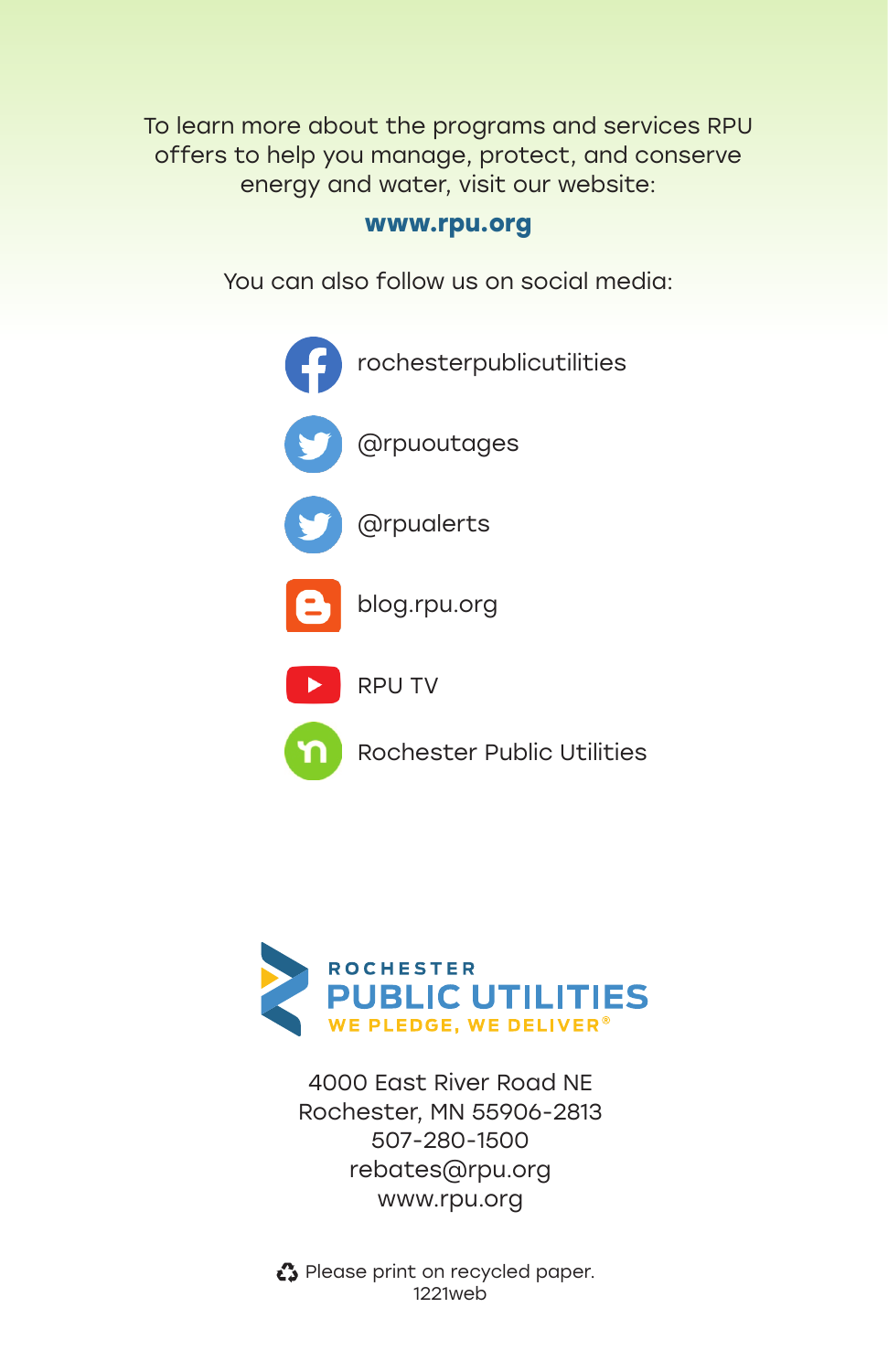To learn more about the programs and services RPU offers to help you manage, protect, and conserve energy and water, visit our website:

**www.rpu.org**

You can also follow us on social media:

rochesterpublicutilities

@rpuoutages

@rpualerts

blog.rpu.org

RPU TV

Rochester Public Utilities

ROCHESTER
PUBLIC UTILITIES
WE PLEDGE, WE DELIVER®

4000 East River Road NE
Rochester, MN 55906-2813
507-280-1500
rebates@rpu.org
www.rpu.org

Please print on recycled paper.
1221web